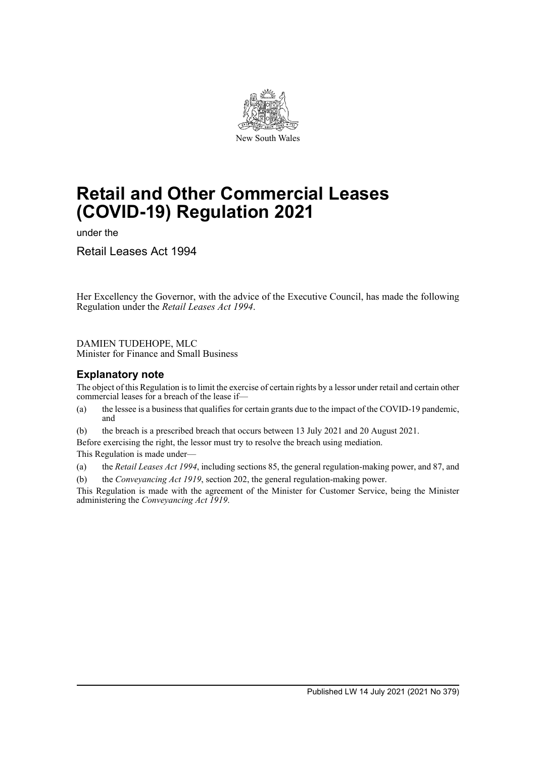New South Wales

# Retail and Other Commercial Leases (COVID-19) Regulation 2021

under the

Retail Leases Act 1994

Her Excellency the Governor, with the advice of the Executive Council, has made the following Regulation under the *Retail Leases Act 1994*.

DAMIEN TUDEHOPE, MLC
Minister for Finance and Small Business

## Explanatory note

The object of this Regulation is to limit the exercise of certain rights by a lessor under retail and certain other commercial leases for a breach of the lease if—

(a) the lessee is a business that qualifies for certain grants due to the impact of the COVID-19 pandemic, and

(b) the breach is a prescribed breach that occurs between 13 July 2021 and 20 August 2021.

Before exercising the right, the lessor must try to resolve the breach using mediation.

This Regulation is made under—

(a) the *Retail Leases Act 1994*, including sections 85, the general regulation-making power, and 87, and

(b) the *Conveyancing Act 1919*, section 202, the general regulation-making power.

This Regulation is made with the agreement of the Minister for Customer Service, being the Minister administering the *Conveyancing Act 1919*.

Published LW 14 July 2021 (2021 No 379)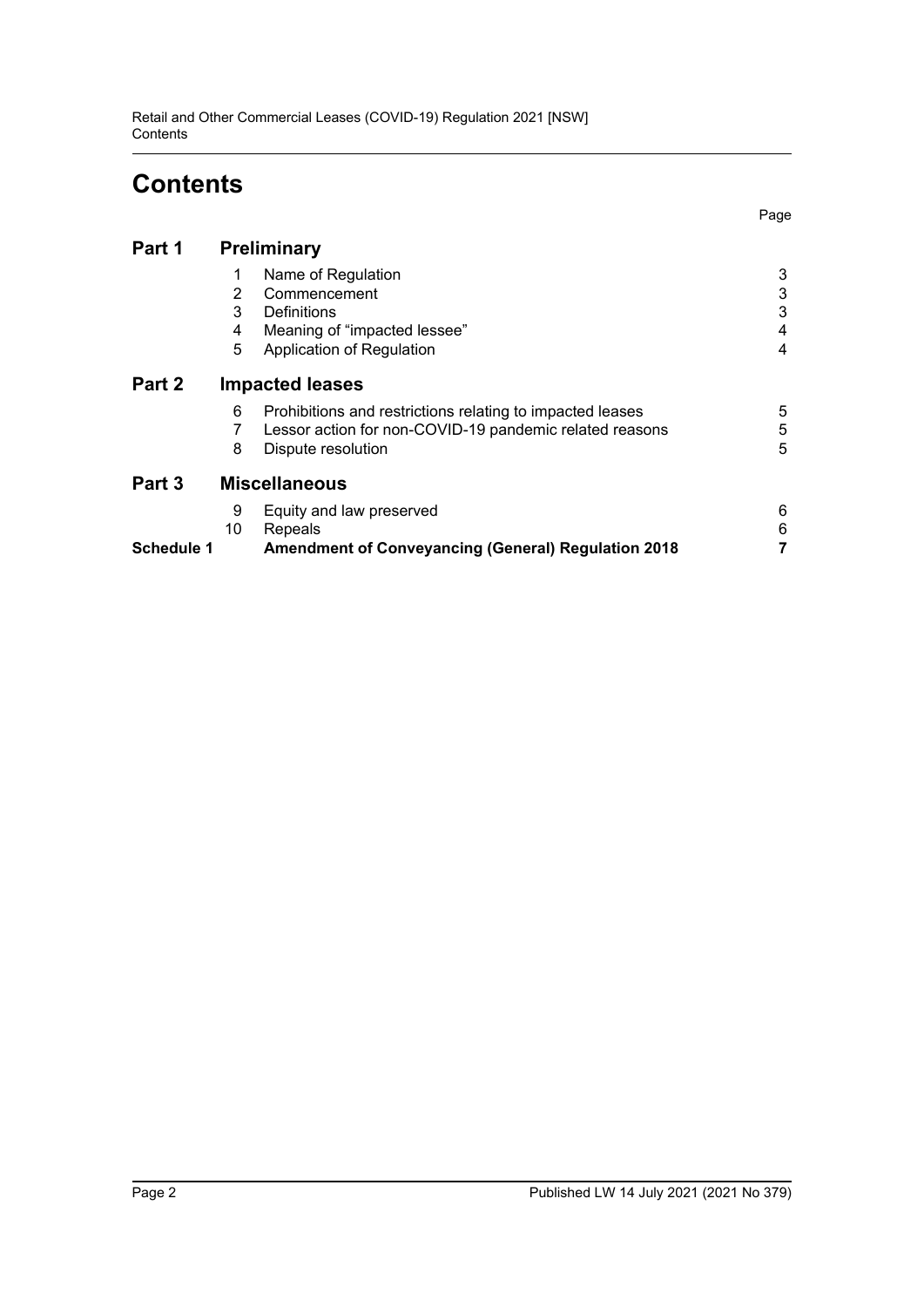# Contents

| | | | Page |
|---|---|---|---|
| **Part 1** | **Preliminary** | | |
| | 1 | Name of Regulation | 3 |
| | 2 | Commencement | 3 |
| | 3 | Definitions | 3 |
| | 4 | Meaning of "impacted lessee" | 4 |
| | 5 | Application of Regulation | 4 |
| **Part 2** | **Impacted leases** | | |
| | 6 | Prohibitions and restrictions relating to impacted leases | 5 |
| | 7 | Lessor action for non-COVID-19 pandemic related reasons | 5 |
| | 8 | Dispute resolution | 5 |
| **Part 3** | **Miscellaneous** | | |
| | 9 | Equity and law preserved | 6 |
| | 10 | Repeals | 6 |
| **Schedule 1** | | **Amendment of Conveyancing (General) Regulation 2018** | **7** |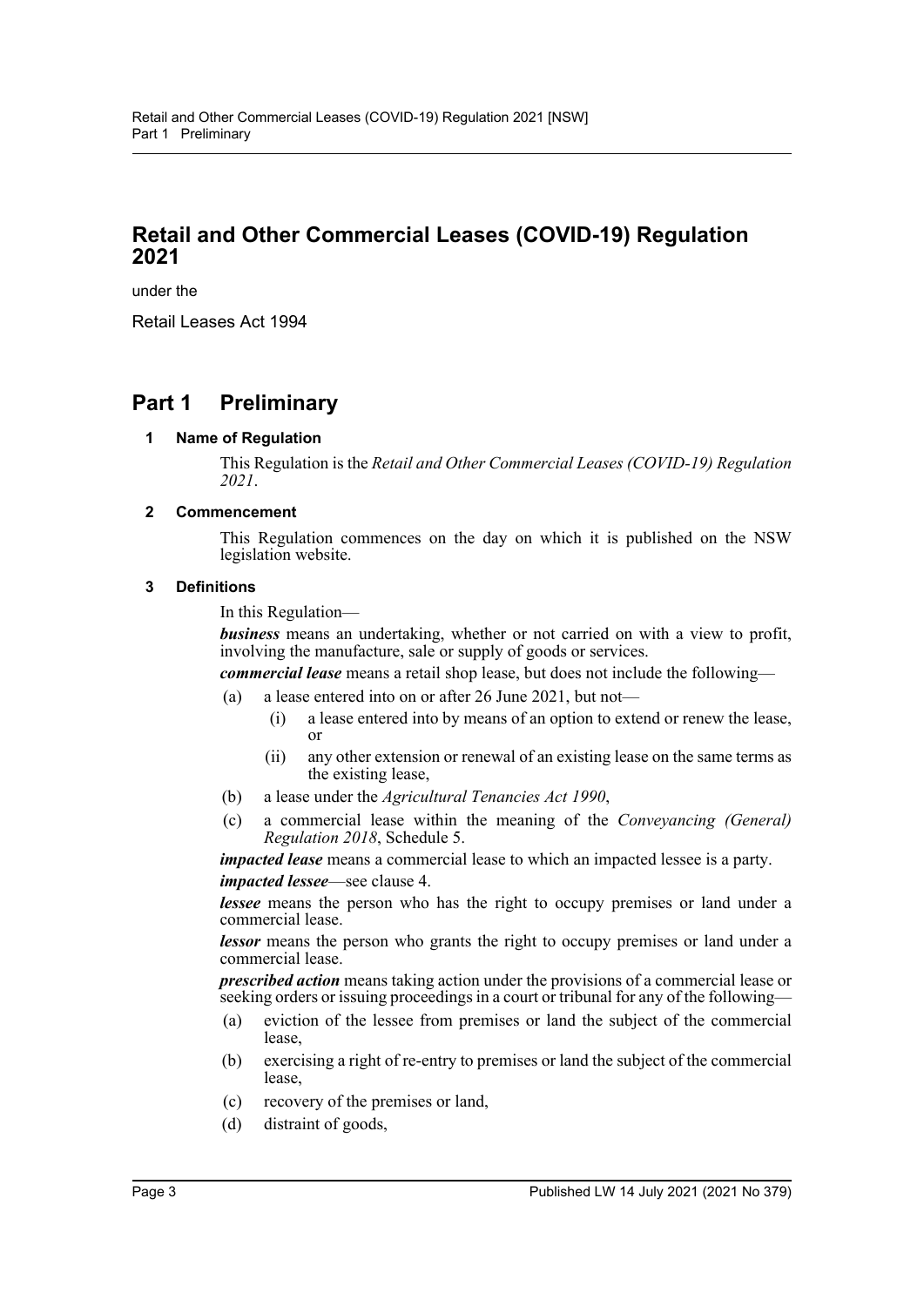# Retail and Other Commercial Leases (COVID-19) Regulation 2021

under the

Retail Leases Act 1994

## Part 1 Preliminary

### 1 Name of Regulation

This Regulation is the *Retail and Other Commercial Leases (COVID-19) Regulation 2021*.

### 2 Commencement

This Regulation commences on the day on which it is published on the NSW legislation website.

### 3 Definitions

In this Regulation—

***business*** means an undertaking, whether or not carried on with a view to profit, involving the manufacture, sale or supply of goods or services.

***commercial lease*** means a retail shop lease, but does not include the following—

- (a) a lease entered into on or after 26 June 2021, but not—
  - (i) a lease entered into by means of an option to extend or renew the lease, or
  - (ii) any other extension or renewal of an existing lease on the same terms as the existing lease,
- (b) a lease under the *Agricultural Tenancies Act 1990*,
- (c) a commercial lease within the meaning of the *Conveyancing (General) Regulation 2018*, Schedule 5.

***impacted lease*** means a commercial lease to which an impacted lessee is a party.

***impacted lessee***—see clause 4.

***lessee*** means the person who has the right to occupy premises or land under a commercial lease.

***lessor*** means the person who grants the right to occupy premises or land under a commercial lease.

***prescribed action*** means taking action under the provisions of a commercial lease or seeking orders or issuing proceedings in a court or tribunal for any of the following—

- (a) eviction of the lessee from premises or land the subject of the commercial lease,
- (b) exercising a right of re-entry to premises or land the subject of the commercial lease,
- (c) recovery of the premises or land,
- (d) distraint of goods,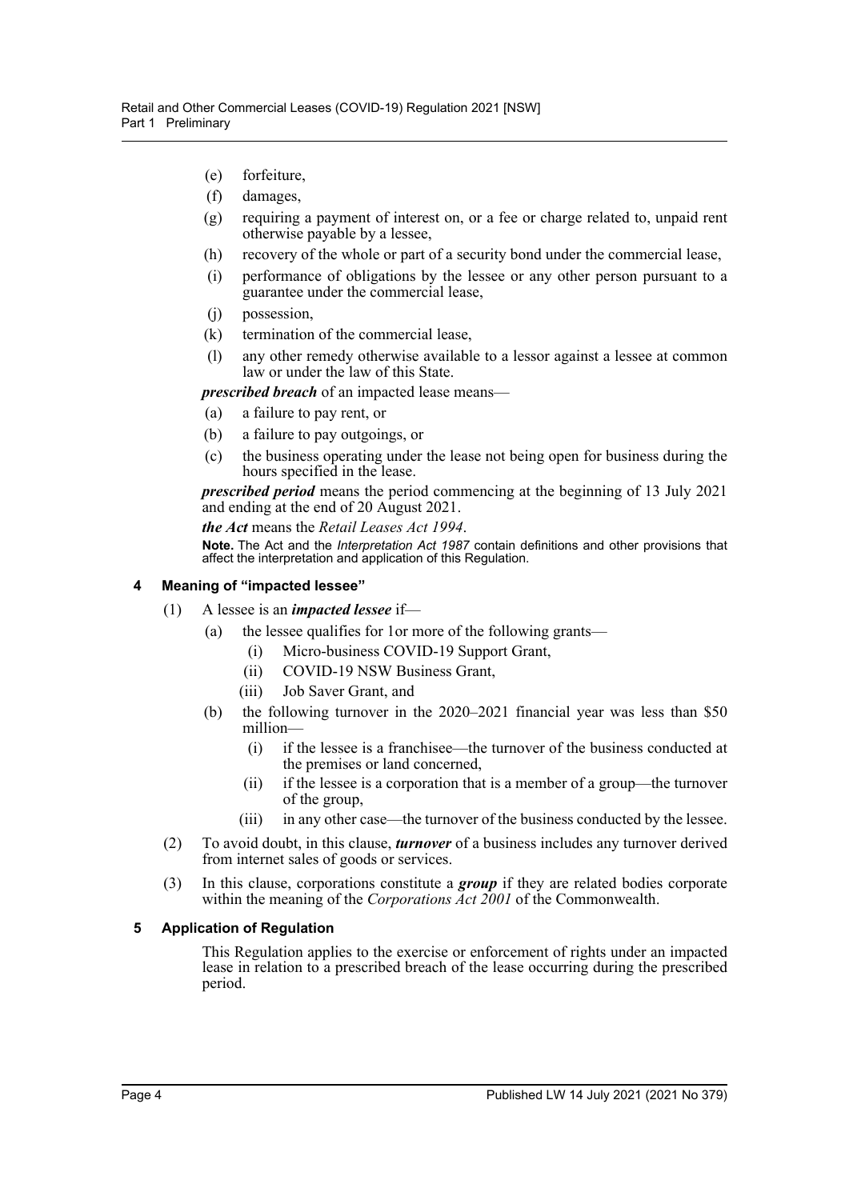(e) forfeiture,

(f) damages,

(g) requiring a payment of interest on, or a fee or charge related to, unpaid rent otherwise payable by a lessee,

(h) recovery of the whole or part of a security bond under the commercial lease,

(i) performance of obligations by the lessee or any other person pursuant to a guarantee under the commercial lease,

(j) possession,

(k) termination of the commercial lease,

(l) any other remedy otherwise available to a lessor against a lessee at common law or under the law of this State.

***prescribed breach*** of an impacted lease means—

(a) a failure to pay rent, or

(b) a failure to pay outgoings, or

(c) the business operating under the lease not being open for business during the hours specified in the lease.

***prescribed period*** means the period commencing at the beginning of 13 July 2021 and ending at the end of 20 August 2021.

***the Act*** means the *Retail Leases Act 1994*.

**Note.** The Act and the *Interpretation Act 1987* contain definitions and other provisions that affect the interpretation and application of this Regulation.

### 4 Meaning of "impacted lessee"

(1) A lessee is an ***impacted lessee*** if—

(a) the lessee qualifies for 1or more of the following grants—

(i) Micro-business COVID-19 Support Grant,

(ii) COVID-19 NSW Business Grant,

(iii) Job Saver Grant, and

(b) the following turnover in the 2020–2021 financial year was less than $50 million—

(i) if the lessee is a franchisee—the turnover of the business conducted at the premises or land concerned,

(ii) if the lessee is a corporation that is a member of a group—the turnover of the group,

(iii) in any other case—the turnover of the business conducted by the lessee.

(2) To avoid doubt, in this clause, ***turnover*** of a business includes any turnover derived from internet sales of goods or services.

(3) In this clause, corporations constitute a ***group*** if they are related bodies corporate within the meaning of the *Corporations Act 2001* of the Commonwealth.

### 5 Application of Regulation

This Regulation applies to the exercise or enforcement of rights under an impacted lease in relation to a prescribed breach of the lease occurring during the prescribed period.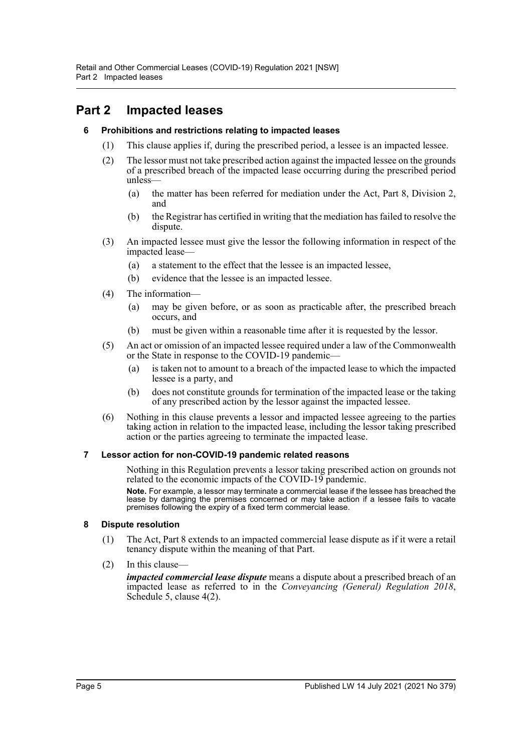# Part 2 Impacted leases

### 6 Prohibitions and restrictions relating to impacted leases

(1) This clause applies if, during the prescribed period, a lessee is an impacted lessee.

(2) The lessor must not take prescribed action against the impacted lessee on the grounds of a prescribed breach of the impacted lease occurring during the prescribed period unless—

- (a) the matter has been referred for mediation under the Act, Part 8, Division 2, and
- (b) the Registrar has certified in writing that the mediation has failed to resolve the dispute.

(3) An impacted lessee must give the lessor the following information in respect of the impacted lease—

- (a) a statement to the effect that the lessee is an impacted lessee,
- (b) evidence that the lessee is an impacted lessee.

(4) The information—

- (a) may be given before, or as soon as practicable after, the prescribed breach occurs, and
- (b) must be given within a reasonable time after it is requested by the lessor.

(5) An act or omission of an impacted lessee required under a law of the Commonwealth or the State in response to the COVID-19 pandemic—

- (a) is taken not to amount to a breach of the impacted lease to which the impacted lessee is a party, and
- (b) does not constitute grounds for termination of the impacted lease or the taking of any prescribed action by the lessor against the impacted lessee.

(6) Nothing in this clause prevents a lessor and impacted lessee agreeing to the parties taking action in relation to the impacted lease, including the lessor taking prescribed action or the parties agreeing to terminate the impacted lease.

### 7 Lessor action for non-COVID-19 pandemic related reasons

Nothing in this Regulation prevents a lessor taking prescribed action on grounds not related to the economic impacts of the COVID-19 pandemic.

**Note.** For example, a lessor may terminate a commercial lease if the lessee has breached the lease by damaging the premises concerned or may take action if a lessee fails to vacate premises following the expiry of a fixed term commercial lease.

### 8 Dispute resolution

(1) The Act, Part 8 extends to an impacted commercial lease dispute as if it were a retail tenancy dispute within the meaning of that Part.

(2) In this clause—

***impacted commercial lease dispute*** means a dispute about a prescribed breach of an impacted lease as referred to in the *Conveyancing (General) Regulation 2018*, Schedule 5, clause 4(2).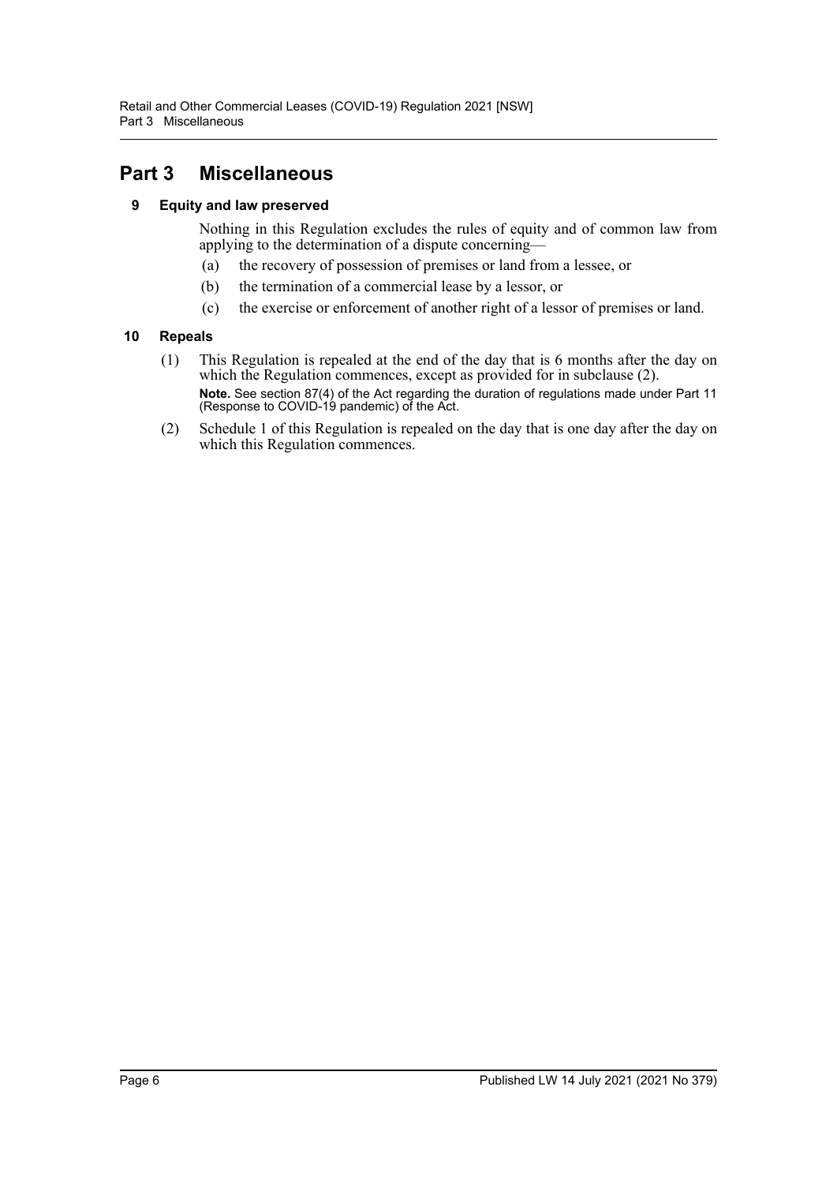## Part 3 Miscellaneous

### 9 Equity and law preserved

Nothing in this Regulation excludes the rules of equity and of common law from applying to the determination of a dispute concerning—

(a) the recovery of possession of premises or land from a lessee, or

(b) the termination of a commercial lease by a lessor, or

(c) the exercise or enforcement of another right of a lessor of premises or land.

### 10 Repeals

(1) This Regulation is repealed at the end of the day that is 6 months after the day on which the Regulation commences, except as provided for in subclause (2).

**Note.** See section 87(4) of the Act regarding the duration of regulations made under Part 11 (Response to COVID-19 pandemic) of the Act.

(2) Schedule 1 of this Regulation is repealed on the day that is one day after the day on which this Regulation commences.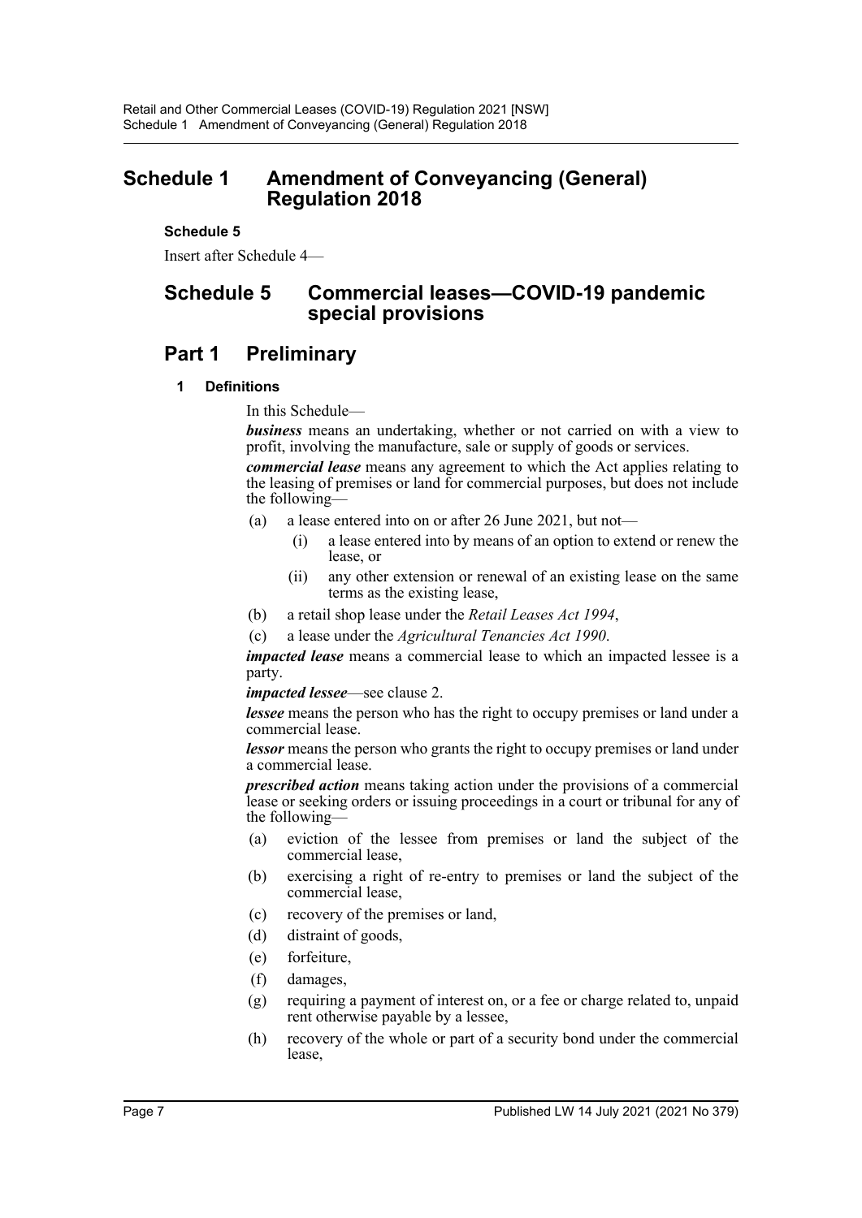# Schedule 1 Amendment of Conveyancing (General) Regulation 2018

**Schedule 5**

Insert after Schedule 4—

# Schedule 5 Commercial leases—COVID-19 pandemic special provisions

## Part 1 Preliminary

### 1 Definitions

In this Schedule—

***business*** means an undertaking, whether or not carried on with a view to profit, involving the manufacture, sale or supply of goods or services.

***commercial lease*** means any agreement to which the Act applies relating to the leasing of premises or land for commercial purposes, but does not include the following—

(a) a lease entered into on or after 26 June 2021, but not—

  (i) a lease entered into by means of an option to extend or renew the lease, or

  (ii) any other extension or renewal of an existing lease on the same terms as the existing lease,

(b) a retail shop lease under the *Retail Leases Act 1994*,

(c) a lease under the *Agricultural Tenancies Act 1990*.

***impacted lease*** means a commercial lease to which an impacted lessee is a party.

***impacted lessee***—see clause 2.

***lessee*** means the person who has the right to occupy premises or land under a commercial lease.

***lessor*** means the person who grants the right to occupy premises or land under a commercial lease.

***prescribed action*** means taking action under the provisions of a commercial lease or seeking orders or issuing proceedings in a court or tribunal for any of the following—

(a) eviction of the lessee from premises or land the subject of the commercial lease,

(b) exercising a right of re-entry to premises or land the subject of the commercial lease,

(c) recovery of the premises or land,

(d) distraint of goods,

(e) forfeiture,

(f) damages,

(g) requiring a payment of interest on, or a fee or charge related to, unpaid rent otherwise payable by a lessee,

(h) recovery of the whole or part of a security bond under the commercial lease,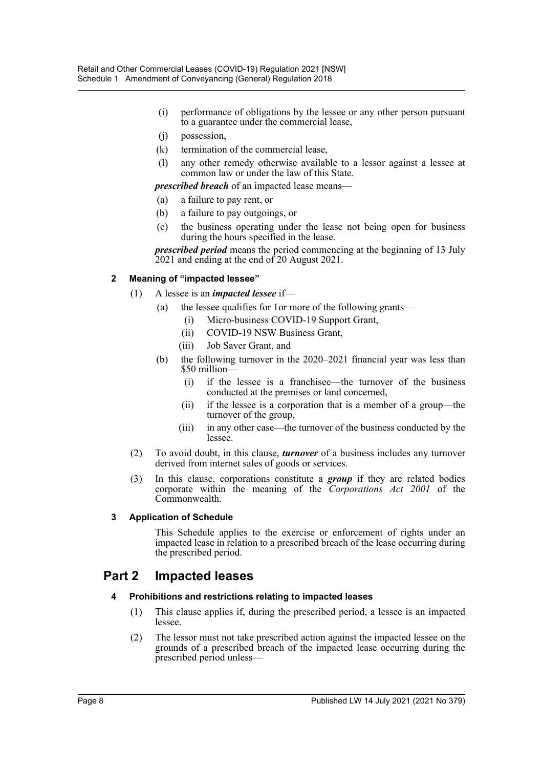(i) performance of obligations by the lessee or any other person pursuant to a guarantee under the commercial lease,

(j) possession,

(k) termination of the commercial lease,

(l) any other remedy otherwise available to a lessor against a lessee at common law or under the law of this State.

***prescribed breach*** of an impacted lease means—

(a) a failure to pay rent, or

(b) a failure to pay outgoings, or

(c) the business operating under the lease not being open for business during the hours specified in the lease.

***prescribed period*** means the period commencing at the beginning of 13 July 2021 and ending at the end of 20 August 2021.

### 2 Meaning of "impacted lessee"

(1) A lessee is an ***impacted lessee*** if—

(a) the lessee qualifies for 1or more of the following grants—

(i) Micro-business COVID-19 Support Grant,

(ii) COVID-19 NSW Business Grant,

(iii) Job Saver Grant, and

(b) the following turnover in the 2020–2021 financial year was less than \$50 million—

(i) if the lessee is a franchisee—the turnover of the business conducted at the premises or land concerned,

(ii) if the lessee is a corporation that is a member of a group—the turnover of the group,

(iii) in any other case—the turnover of the business conducted by the lessee.

(2) To avoid doubt, in this clause, ***turnover*** of a business includes any turnover derived from internet sales of goods or services.

(3) In this clause, corporations constitute a ***group*** if they are related bodies corporate within the meaning of the *Corporations Act 2001* of the Commonwealth.

### 3 Application of Schedule

This Schedule applies to the exercise or enforcement of rights under an impacted lease in relation to a prescribed breach of the lease occurring during the prescribed period.

## Part 2 Impacted leases

### 4 Prohibitions and restrictions relating to impacted leases

(1) This clause applies if, during the prescribed period, a lessee is an impacted lessee.

(2) The lessor must not take prescribed action against the impacted lessee on the grounds of a prescribed breach of the impacted lease occurring during the prescribed period unless—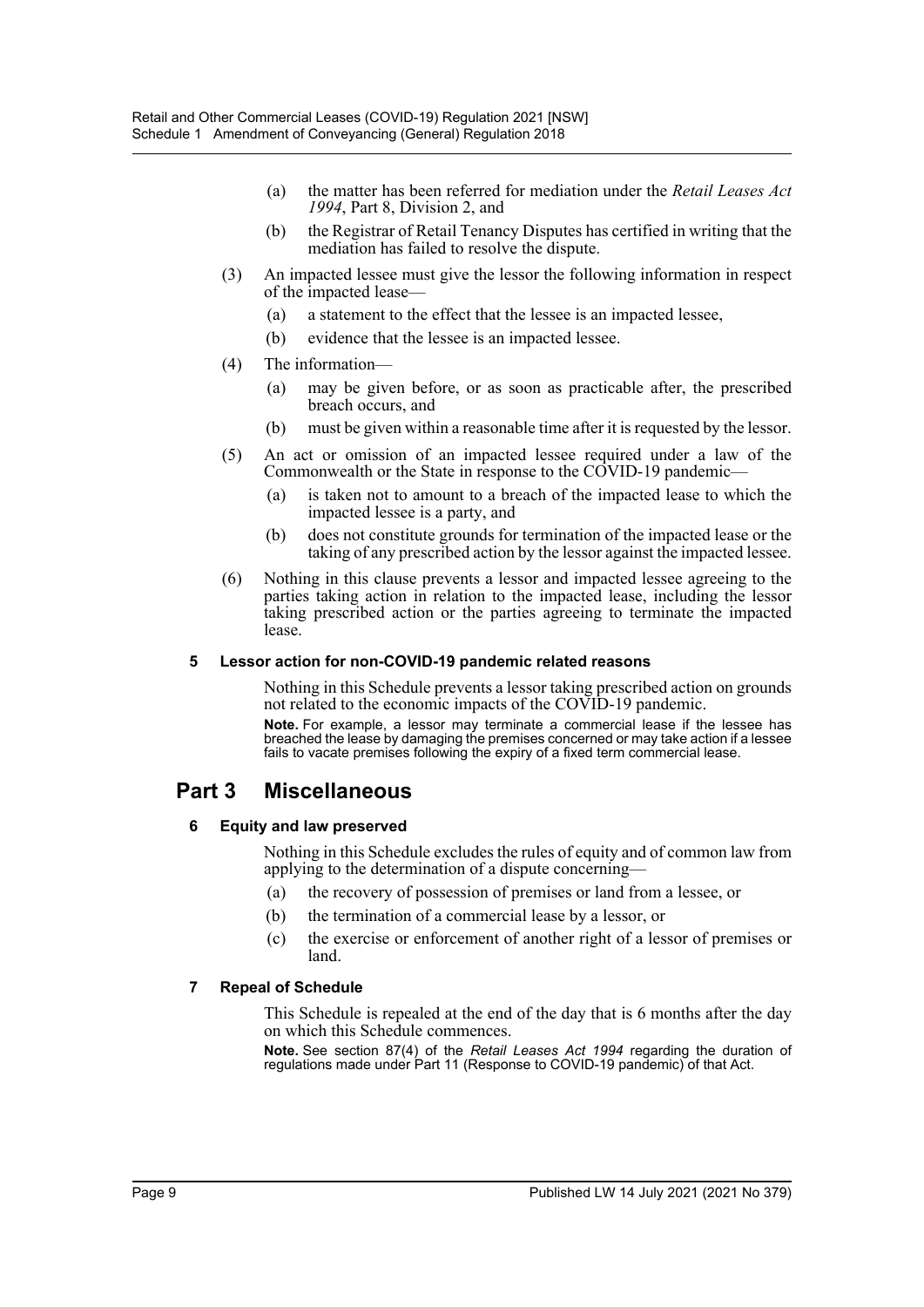(a) the matter has been referred for mediation under the *Retail Leases Act 1994*, Part 8, Division 2, and

(b) the Registrar of Retail Tenancy Disputes has certified in writing that the mediation has failed to resolve the dispute.

(3) An impacted lessee must give the lessor the following information in respect of the impacted lease—

(a) a statement to the effect that the lessee is an impacted lessee,

(b) evidence that the lessee is an impacted lessee.

(4) The information—

(a) may be given before, or as soon as practicable after, the prescribed breach occurs, and

(b) must be given within a reasonable time after it is requested by the lessor.

(5) An act or omission of an impacted lessee required under a law of the Commonwealth or the State in response to the COVID-19 pandemic—

(a) is taken not to amount to a breach of the impacted lease to which the impacted lessee is a party, and

(b) does not constitute grounds for termination of the impacted lease or the taking of any prescribed action by the lessor against the impacted lessee.

(6) Nothing in this clause prevents a lessor and impacted lessee agreeing to the parties taking action in relation to the impacted lease, including the lessor taking prescribed action or the parties agreeing to terminate the impacted lease.

#### 5 Lessor action for non-COVID-19 pandemic related reasons

Nothing in this Schedule prevents a lessor taking prescribed action on grounds not related to the economic impacts of the COVID-19 pandemic.

**Note.** For example, a lessor may terminate a commercial lease if the lessee has breached the lease by damaging the premises concerned or may take action if a lessee fails to vacate premises following the expiry of a fixed term commercial lease.

## Part 3 Miscellaneous

#### 6 Equity and law preserved

Nothing in this Schedule excludes the rules of equity and of common law from applying to the determination of a dispute concerning—

(a) the recovery of possession of premises or land from a lessee, or

(b) the termination of a commercial lease by a lessor, or

(c) the exercise or enforcement of another right of a lessor of premises or land.

#### 7 Repeal of Schedule

This Schedule is repealed at the end of the day that is 6 months after the day on which this Schedule commences.

**Note.** See section 87(4) of the *Retail Leases Act 1994* regarding the duration of regulations made under Part 11 (Response to COVID-19 pandemic) of that Act.